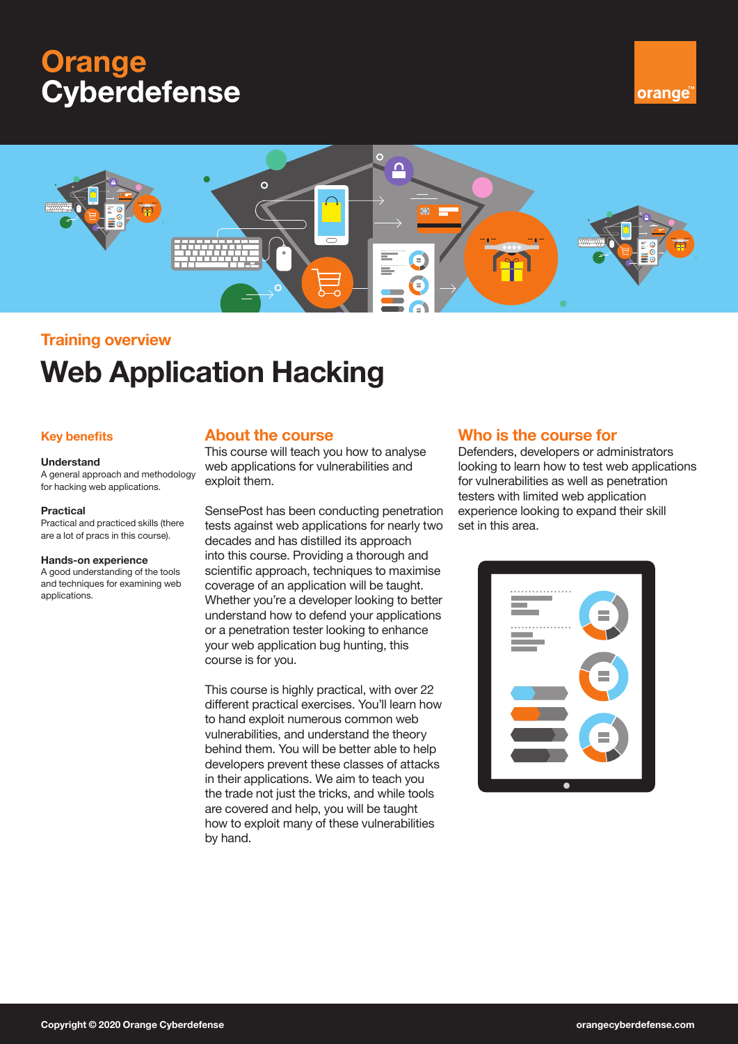# Orange Cyberdefense

## Training overview

# Web Application Hacking

### Key benefits

**Understand**
A general approach and methodology for hacking web applications.

**Practical**
Practical and practiced skills (there are a lot of pracs in this course).

**Hands-on experience**
A good understanding of the tools and techniques for examining web applications.

## About the course

This course will teach you how to analyse web applications for vulnerabilities and exploit them.

SensePost has been conducting penetration tests against web applications for nearly two decades and has distilled its approach into this course. Providing a thorough and scientific approach, techniques to maximise coverage of an application will be taught. Whether you're a developer looking to better understand how to defend your applications or a penetration tester looking to enhance your web application bug hunting, this course is for you.

This course is highly practical, with over 22 different practical exercises. You'll learn how to hand exploit numerous common web vulnerabilities, and understand the theory behind them. You will be better able to help developers prevent these classes of attacks in their applications. We aim to teach you the trade not just the tricks, and while tools are covered and help, you will be taught how to exploit many of these vulnerabilities by hand.

## Who is the course for

Defenders, developers or administrators looking to learn how to test web applications for vulnerabilities as well as penetration testers with limited web application experience looking to expand their skill set in this area.

Copyright © 2020 Orange Cyberdefense

orangecyberdefense.com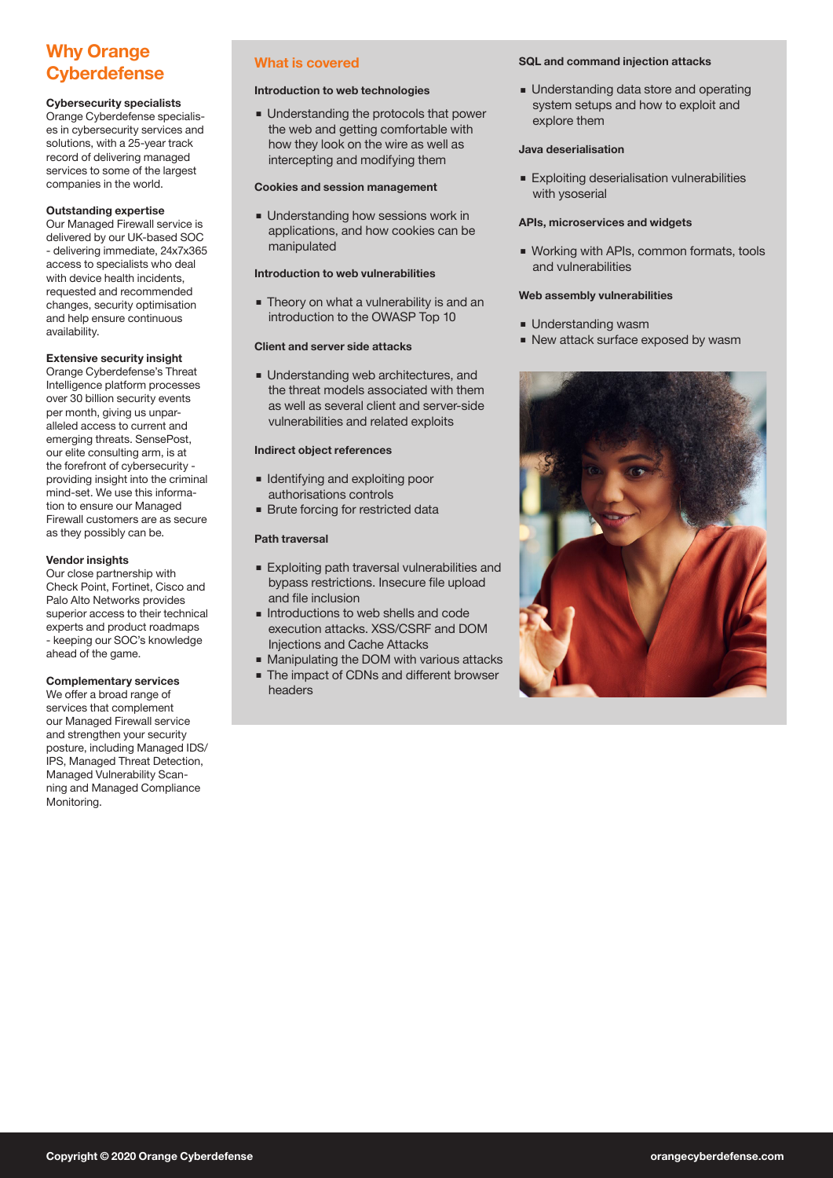## Why Orange Cyberdefense

**Cybersecurity specialists**
Orange Cyberdefense specialises in cybersecurity services and solutions, with a 25-year track record of delivering managed services to some of the largest companies in the world.

**Outstanding expertise**
Our Managed Firewall service is delivered by our UK-based SOC - delivering immediate, 24x7x365 access to specialists who deal with device health incidents, requested and recommended changes, security optimisation and help ensure continuous availability.

**Extensive security insight**
Orange Cyberdefense's Threat Intelligence platform processes over 30 billion security events per month, giving us unparalleled access to current and emerging threats. SensePost, our elite consulting arm, is at the forefront of cybersecurity - providing insight into the criminal mind-set. We use this information to ensure our Managed Firewall customers are as secure as they possibly can be.

**Vendor insights**
Our close partnership with Check Point, Fortinet, Cisco and Palo Alto Networks provides superior access to their technical experts and product roadmaps - keeping our SOC's knowledge ahead of the game.

**Complementary services**
We offer a broad range of services that complement our Managed Firewall service and strengthen your security posture, including Managed IDS/IPS, Managed Threat Detection, Managed Vulnerability Scanning and Managed Compliance Monitoring.

## What is covered

**Introduction to web technologies**

- Understanding the protocols that power the web and getting comfortable with how they look on the wire as well as intercepting and modifying them

**Cookies and session management**

- Understanding how sessions work in applications, and how cookies can be manipulated

**Introduction to web vulnerabilities**

- Theory on what a vulnerability is and an introduction to the OWASP Top 10

**Client and server side attacks**

- Understanding web architectures, and the threat models associated with them as well as several client and server-side vulnerabilities and related exploits

**Indirect object references**

- Identifying and exploiting poor authorisations controls
- Brute forcing for restricted data

**Path traversal**

- Exploiting path traversal vulnerabilities and bypass restrictions. Insecure file upload and file inclusion
- Introductions to web shells and code execution attacks. XSS/CSRF and DOM Injections and Cache Attacks
- Manipulating the DOM with various attacks
- The impact of CDNs and different browser headers

**SQL and command injection attacks**

- Understanding data store and operating system setups and how to exploit and explore them

**Java deserialisation**

- Exploiting deserialisation vulnerabilities with ysoserial

**APIs, microservices and widgets**

- Working with APIs, common formats, tools and vulnerabilities

**Web assembly vulnerabilities**

- Understanding wasm
- New attack surface exposed by wasm

Copyright © 2020 Orange Cyberdefense

orangecyberdefense.com